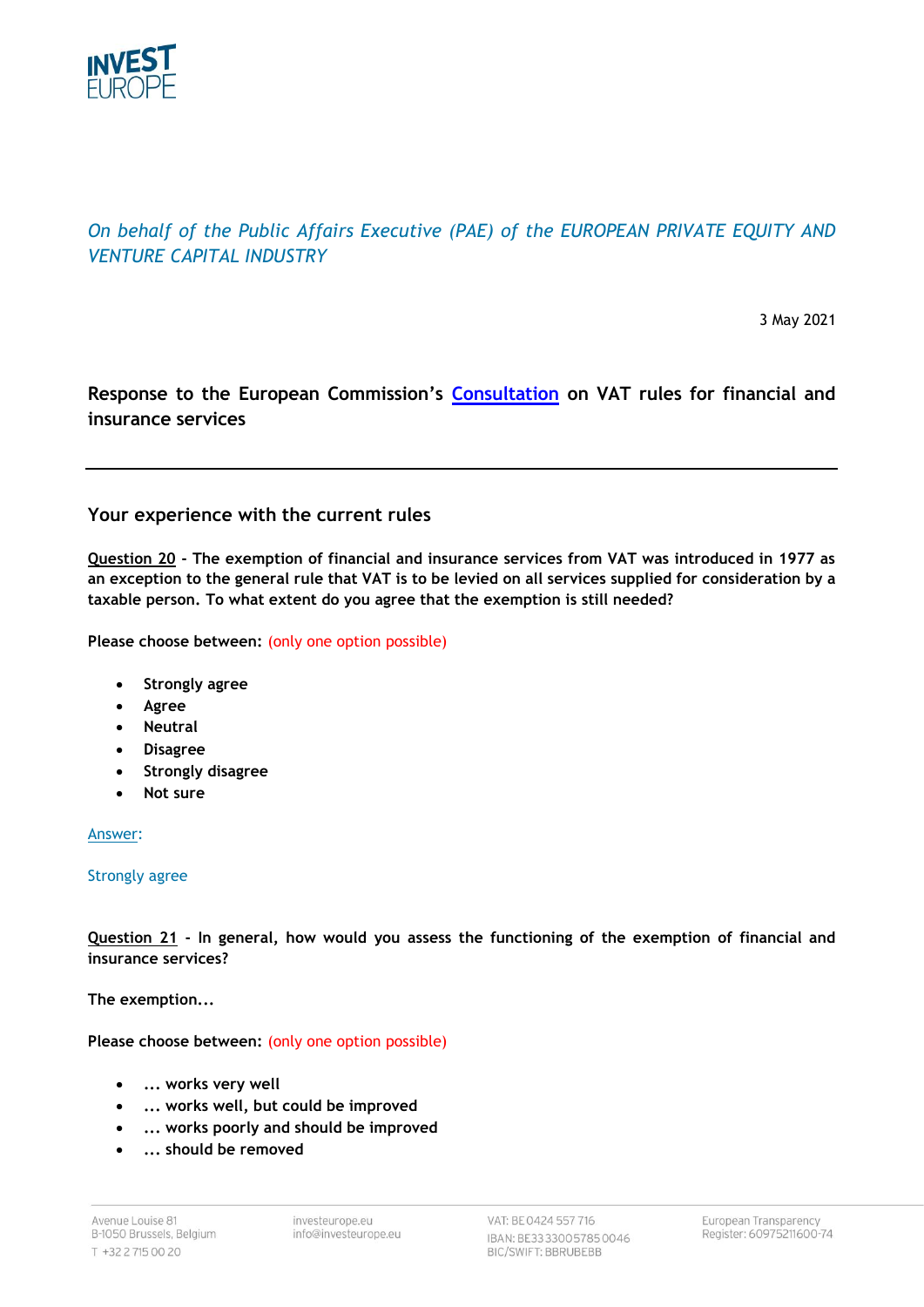INVEST EUROPE

*On behalf of the Public Affairs Executive (PAE) of the EUROPEAN PRIVATE EQUITY AND VENTURE CAPITAL INDUSTRY*

3 May 2021

## Response to the European Commission's Consultation on VAT rules for financial and insurance services

---

### Your experience with the current rules

**Question 20 - The exemption of financial and insurance services from VAT was introduced in 1977 as an exception to the general rule that VAT is to be levied on all services supplied for consideration by a taxable person. To what extent do you agree that the exemption is still needed?**

**Please choose between:** (only one option possible)

- **Strongly agree**
- **Agree**
- **Neutral**
- **Disagree**
- **Strongly disagree**
- **Not sure**

Answer:

Strongly agree

**Question 21 - In general, how would you assess the functioning of the exemption of financial and insurance services?**

**The exemption...**

**Please choose between:** (only one option possible)

- **... works very well**
- **... works well, but could be improved**
- **... works poorly and should be improved**
- **... should be removed**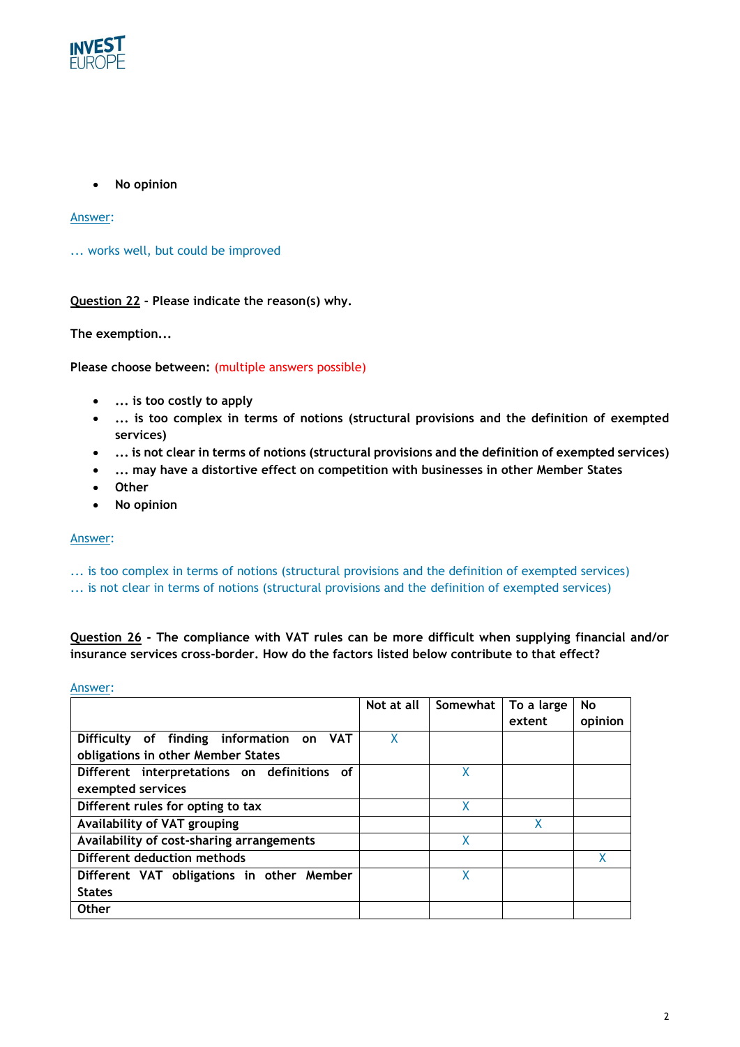- No opinion

Answer:

... works well, but could be improved

**Question 22 - Please indicate the reason(s) why.**

**The exemption...**

**Please choose between:** (multiple answers possible)

- **... is too costly to apply**
- **... is too complex in terms of notions (structural provisions and the definition of exempted services)**
- **... is not clear in terms of notions (structural provisions and the definition of exempted services)**
- **... may have a distortive effect on competition with businesses in other Member States**
- **Other**
- **No opinion**

Answer:

... is too complex in terms of notions (structural provisions and the definition of exempted services)
... is not clear in terms of notions (structural provisions and the definition of exempted services)

**Question 26 - The compliance with VAT rules can be more difficult when supplying financial and/or insurance services cross-border. How do the factors listed below contribute to that effect?**

Answer:

| | Not at all | Somewhat | To a large extent | No opinion |
|---|---|---|---|---|
| Difficulty of finding information on VAT obligations in other Member States | X | | | |
| Different interpretations on definitions of exempted services | | X | | |
| Different rules for opting to tax | | X | | |
| Availability of VAT grouping | | | X | |
| Availability of cost-sharing arrangements | | X | | |
| Different deduction methods | | | | X |
| Different VAT obligations in other Member States | | X | | |
| Other | | | | |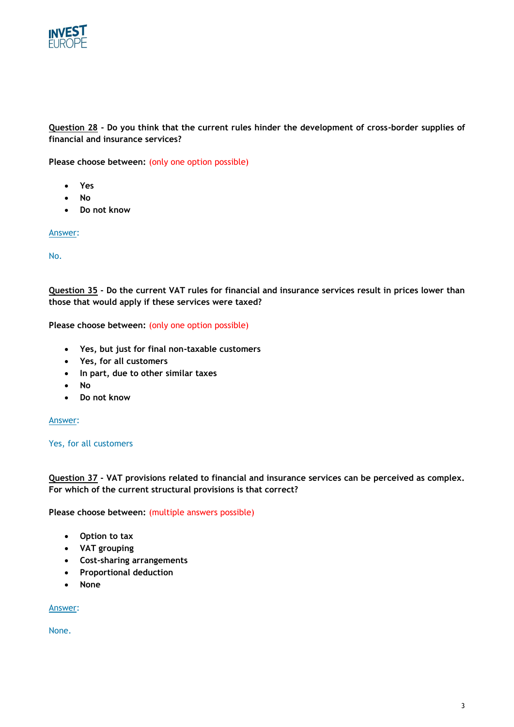Question 28 - **Do you think that the current rules hinder the development of cross-border supplies of financial and insurance services?**

**Please choose between:** (only one option possible)

- **Yes**
- **No**
- **Do not know**

Answer:

No.

Question 35 - **Do the current VAT rules for financial and insurance services result in prices lower than those that would apply if these services were taxed?**

**Please choose between:** (only one option possible)

- **Yes, but just for final non-taxable customers**
- **Yes, for all customers**
- **In part, due to other similar taxes**
- **No**
- **Do not know**

Answer:

Yes, for all customers

Question 37 - **VAT provisions related to financial and insurance services can be perceived as complex. For which of the current structural provisions is that correct?**

**Please choose between:** (multiple answers possible)

- **Option to tax**
- **VAT grouping**
- **Cost-sharing arrangements**
- **Proportional deduction**
- **None**

Answer:

None.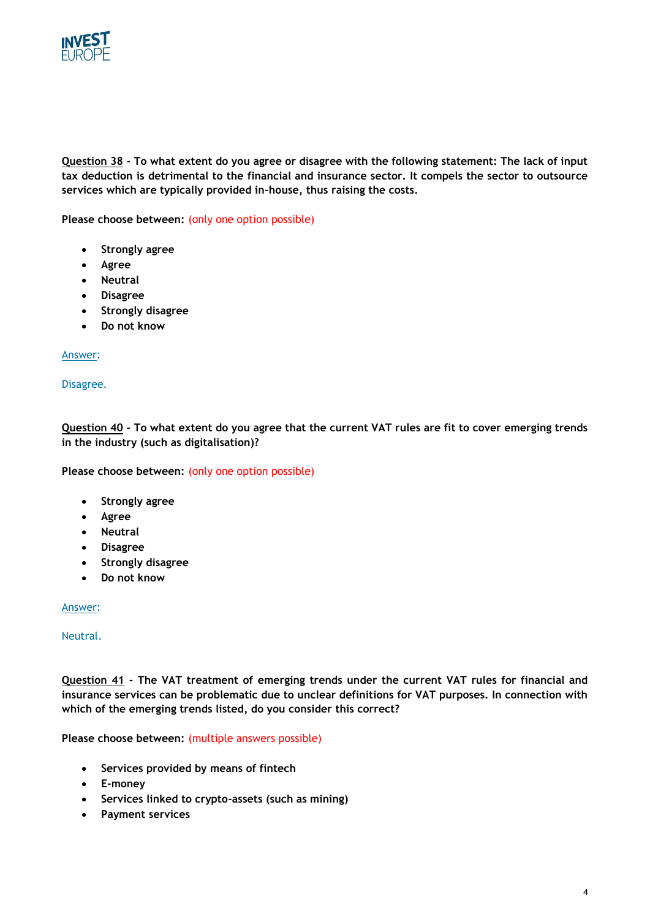<u>Question 38</u> **- To what extent do you agree or disagree with the following statement: The lack of input tax deduction is detrimental to the financial and insurance sector. It compels the sector to outsource services which are typically provided in-house, thus raising the costs.**

**Please choose between:** (only one option possible)

- **Strongly agree**
- **Agree**
- **Neutral**
- **Disagree**
- **Strongly disagree**
- **Do not know**

<u>Answer</u>:

Disagree.

<u>Question 40</u> **- To what extent do you agree that the current VAT rules are fit to cover emerging trends in the industry (such as digitalisation)?**

**Please choose between:** (only one option possible)

- **Strongly agree**
- **Agree**
- **Neutral**
- **Disagree**
- **Strongly disagree**
- **Do not know**

<u>Answer</u>:

Neutral.

<u>Question 41</u> **- The VAT treatment of emerging trends under the current VAT rules for financial and insurance services can be problematic due to unclear definitions for VAT purposes. In connection with which of the emerging trends listed, do you consider this correct?**

**Please choose between:** (multiple answers possible)

- **Services provided by means of fintech**
- **E-money**
- **Services linked to crypto-assets (such as mining)**
- **Payment services**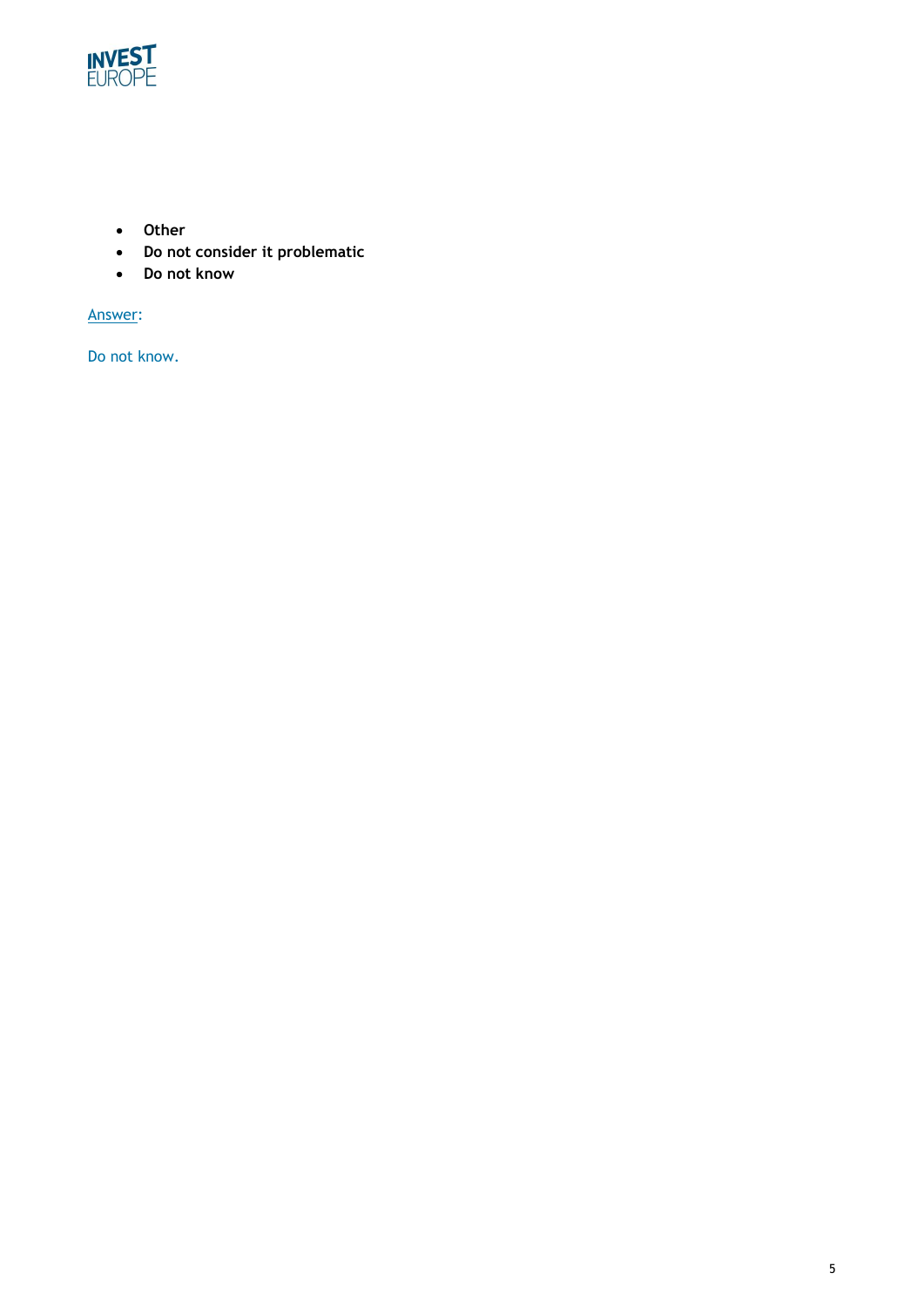- **Other**
- **Do not consider it problematic**
- **Do not know**

Answer:

Do not know.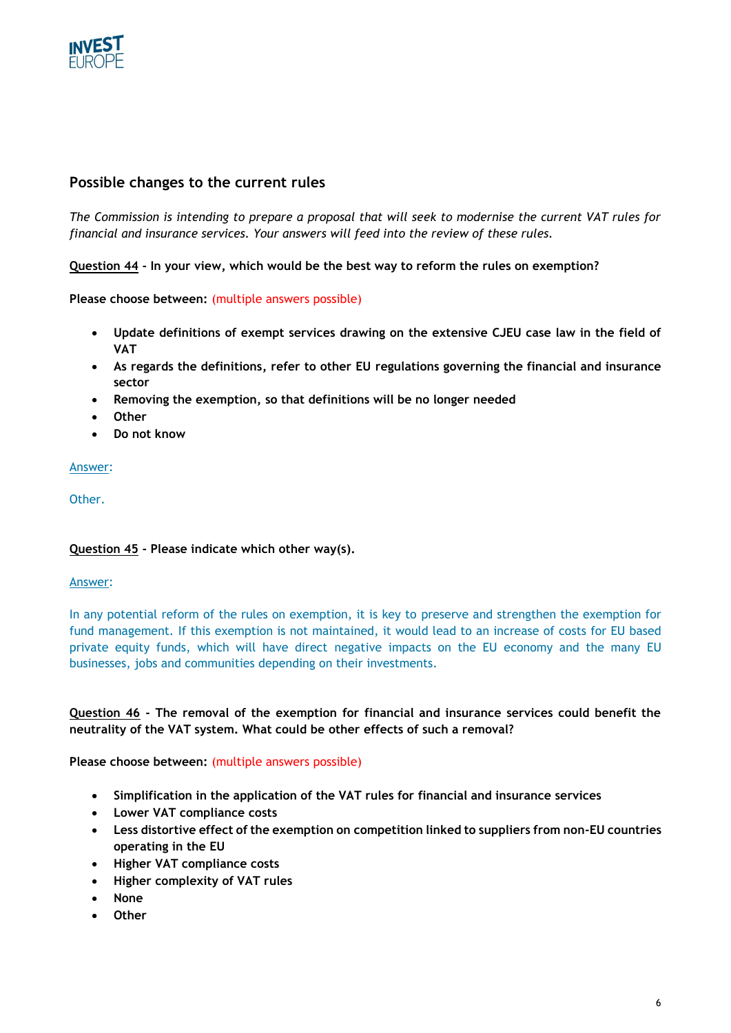## Possible changes to the current rules

*The Commission is intending to prepare a proposal that will seek to modernise the current VAT rules for financial and insurance services. Your answers will feed into the review of these rules.*

**Question 44 - In your view, which would be the best way to reform the rules on exemption?**

**Please choose between:** (multiple answers possible)

- **Update definitions of exempt services drawing on the extensive CJEU case law in the field of VAT**
- **As regards the definitions, refer to other EU regulations governing the financial and insurance sector**
- **Removing the exemption, so that definitions will be no longer needed**
- **Other**
- **Do not know**

Answer:

Other.

**Question 45 - Please indicate which other way(s).**

Answer:

In any potential reform of the rules on exemption, it is key to preserve and strengthen the exemption for fund management. If this exemption is not maintained, it would lead to an increase of costs for EU based private equity funds, which will have direct negative impacts on the EU economy and the many EU businesses, jobs and communities depending on their investments.

**Question 46 - The removal of the exemption for financial and insurance services could benefit the neutrality of the VAT system. What could be other effects of such a removal?**

**Please choose between:** (multiple answers possible)

- **Simplification in the application of the VAT rules for financial and insurance services**
- **Lower VAT compliance costs**
- **Less distortive effect of the exemption on competition linked to suppliers from non-EU countries operating in the EU**
- **Higher VAT compliance costs**
- **Higher complexity of VAT rules**
- **None**
- **Other**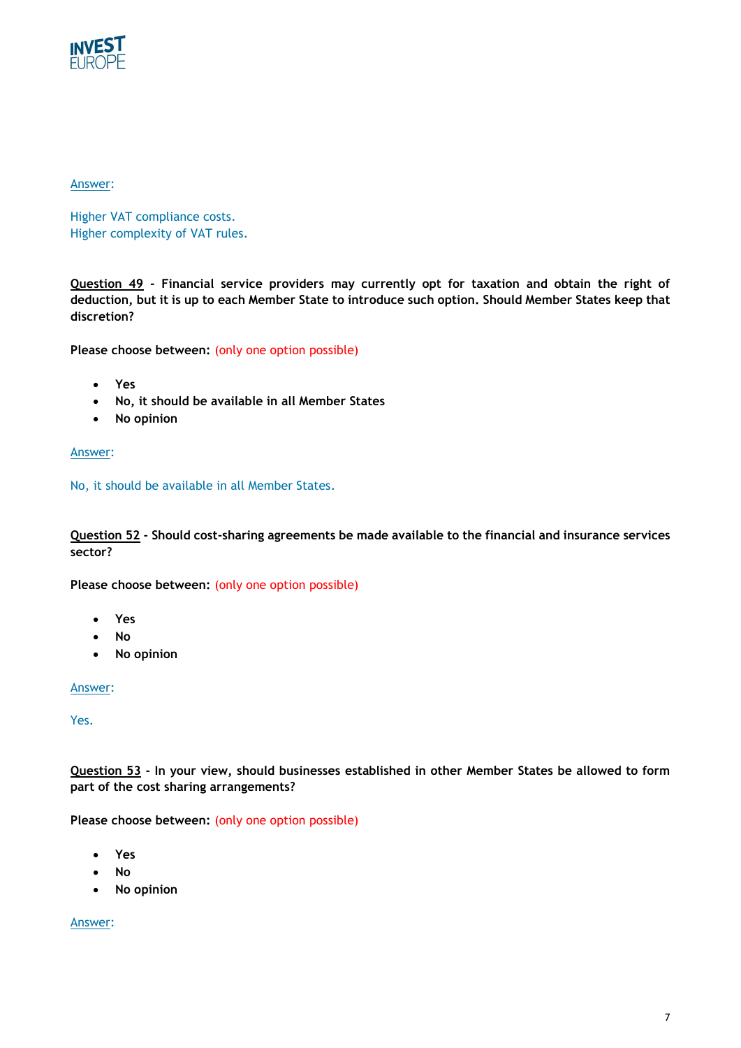Answer:

Higher VAT compliance costs.
Higher complexity of VAT rules.

**Question 49 - Financial service providers may currently opt for taxation and obtain the right of deduction, but it is up to each Member State to introduce such option. Should Member States keep that discretion?**

**Please choose between:** (only one option possible)

- **Yes**
- **No, it should be available in all Member States**
- **No opinion**

Answer:

No, it should be available in all Member States.

**Question 52 - Should cost-sharing agreements be made available to the financial and insurance services sector?**

**Please choose between:** (only one option possible)

- **Yes**
- **No**
- **No opinion**

Answer:

Yes.

**Question 53 - In your view, should businesses established in other Member States be allowed to form part of the cost sharing arrangements?**

**Please choose between:** (only one option possible)

- **Yes**
- **No**
- **No opinion**

Answer: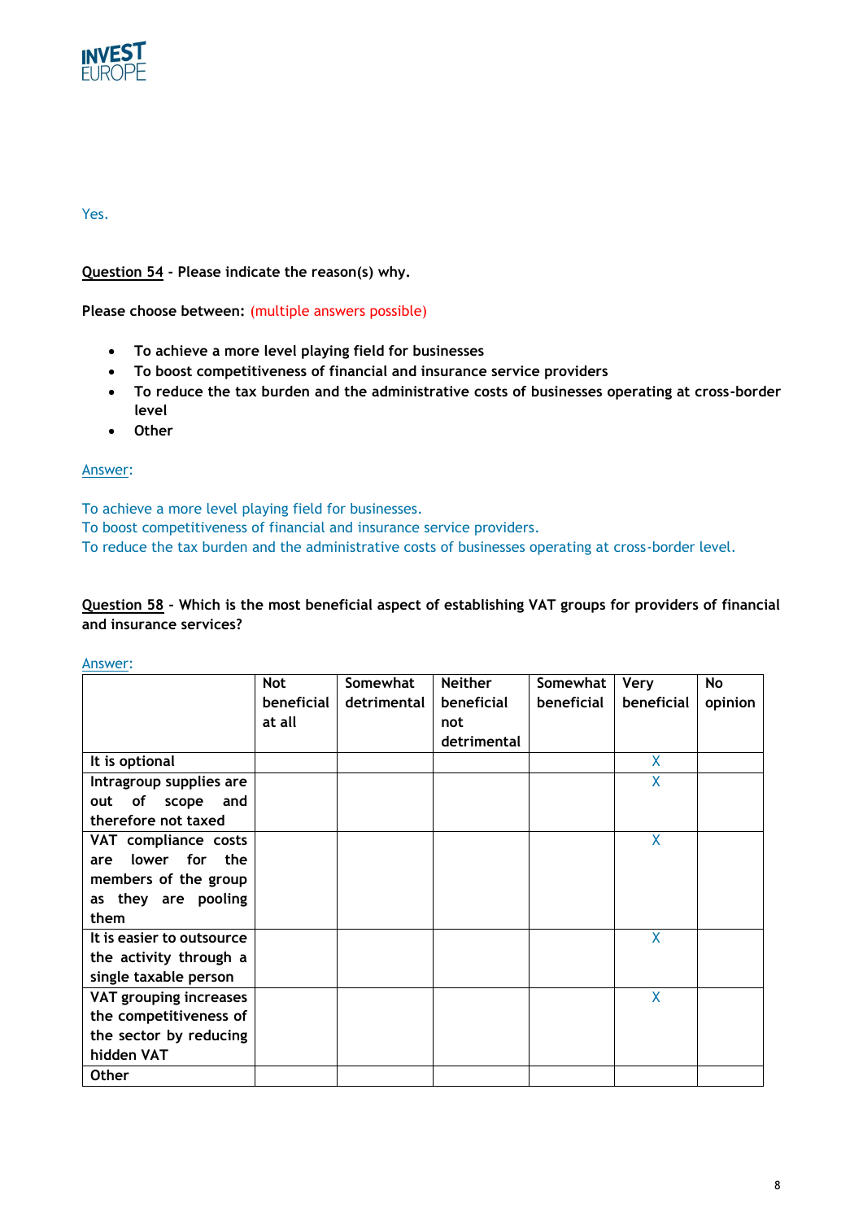Yes.

**<u>Question 54</u> - Please indicate the reason(s) why.**

**Please choose between:** (multiple answers possible)

- **To achieve a more level playing field for businesses**
- **To boost competitiveness of financial and insurance service providers**
- **To reduce the tax burden and the administrative costs of businesses operating at cross-border level**
- **Other**

<u>Answer</u>:

To achieve a more level playing field for businesses.
To boost competitiveness of financial and insurance service providers.
To reduce the tax burden and the administrative costs of businesses operating at cross-border level.

**<u>Question 58</u> - Which is the most beneficial aspect of establishing VAT groups for providers of financial and insurance services?**

<u>Answer</u>:

| | Not beneficial at all | Somewhat detrimental | Neither beneficial not detrimental | Somewhat beneficial | Very beneficial | No opinion |
|---|---|---|---|---|---|---|
| It is optional | | | | | X | |
| Intragroup supplies are out of scope and therefore not taxed | | | | | X | |
| VAT compliance costs are lower for the members of the group as they are pooling them | | | | | X | |
| It is easier to outsource the activity through a single taxable person | | | | | X | |
| VAT grouping increases the competitiveness of the sector by reducing hidden VAT | | | | | X | |
| Other | | | | | | |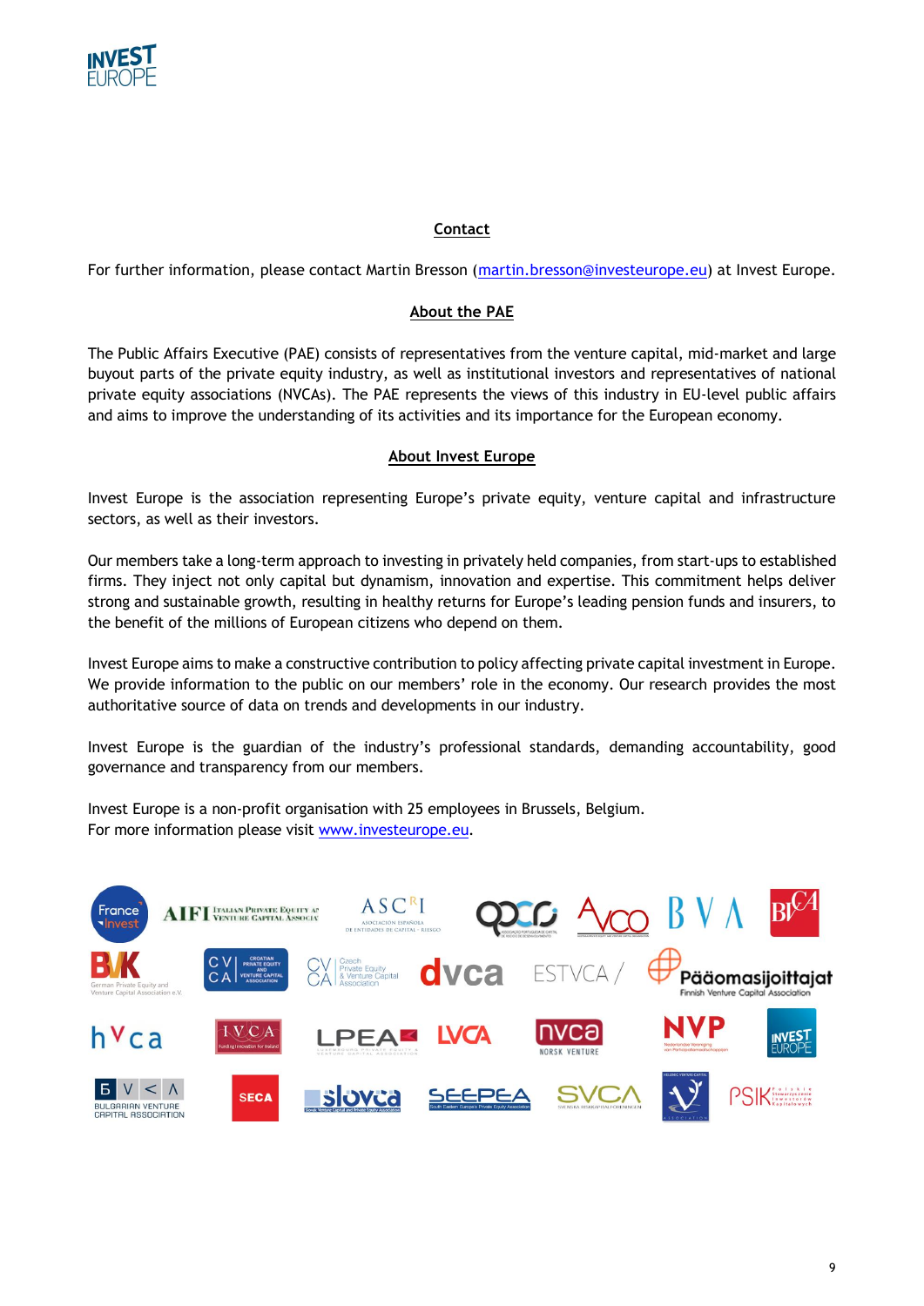## Contact

For further information, please contact Martin Bresson (martin.bresson@investeurope.eu) at Invest Europe.

## About the PAE

The Public Affairs Executive (PAE) consists of representatives from the venture capital, mid-market and large buyout parts of the private equity industry, as well as institutional investors and representatives of national private equity associations (NVCAs). The PAE represents the views of this industry in EU-level public affairs and aims to improve the understanding of its activities and its importance for the European economy.

## About Invest Europe

Invest Europe is the association representing Europe's private equity, venture capital and infrastructure sectors, as well as their investors.

Our members take a long-term approach to investing in privately held companies, from start-ups to established firms. They inject not only capital but dynamism, innovation and expertise. This commitment helps deliver strong and sustainable growth, resulting in healthy returns for Europe's leading pension funds and insurers, to the benefit of the millions of European citizens who depend on them.

Invest Europe aims to make a constructive contribution to policy affecting private capital investment in Europe. We provide information to the public on our members' role in the economy. Our research provides the most authoritative source of data on trends and developments in our industry.

Invest Europe is the guardian of the industry's professional standards, demanding accountability, good governance and transparency from our members.

Invest Europe is a non-profit organisation with 25 employees in Brussels, Belgium.
For more information please visit www.investeurope.eu.